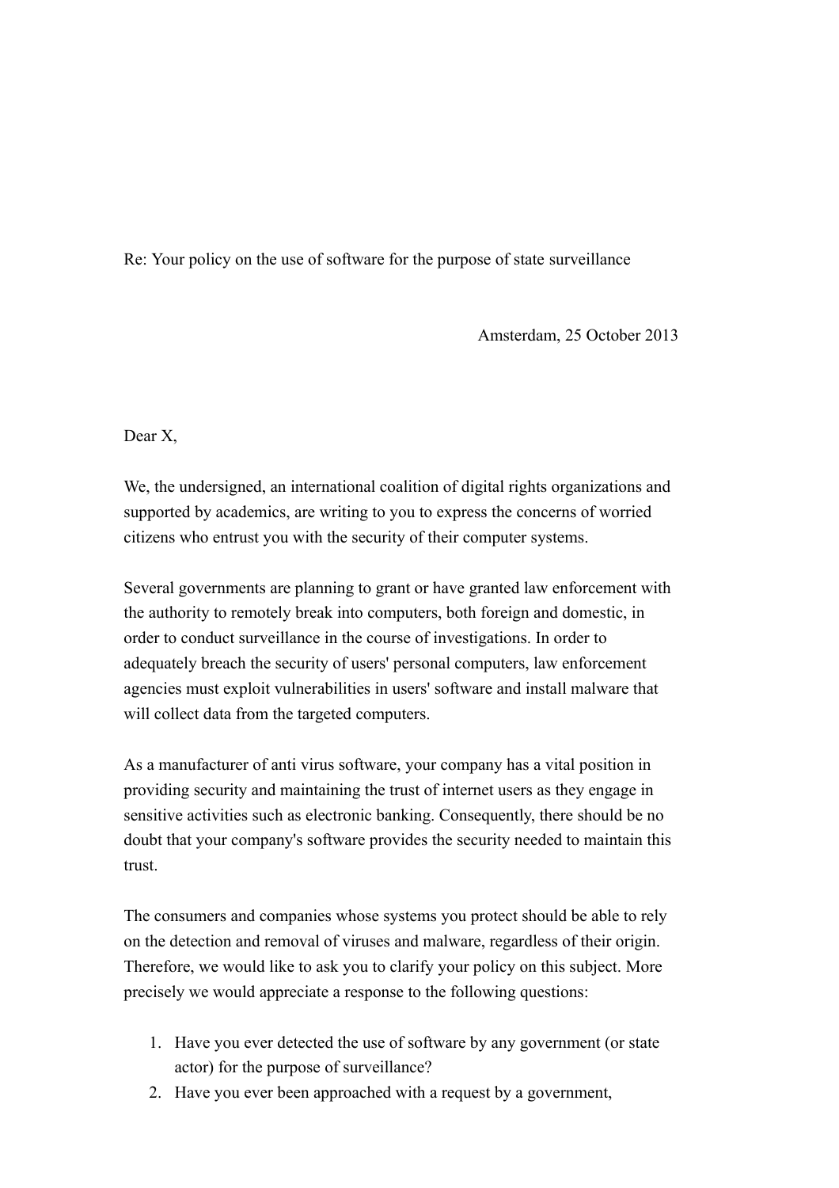Re: Your policy on the use of software for the purpose of state surveillance

Amsterdam, 25 October 2013

Dear X,

We, the undersigned, an international coalition of digital rights organizations and supported by academics, are writing to you to express the concerns of worried citizens who entrust you with the security of their computer systems.

Several governments are planning to grant or have granted law enforcement with the authority to remotely break into computers, both foreign and domestic, in order to conduct surveillance in the course of investigations. In order to adequately breach the security of users' personal computers, law enforcement agencies must exploit vulnerabilities in users' software and install malware that will collect data from the targeted computers.

As a manufacturer of anti virus software, your company has a vital position in providing security and maintaining the trust of internet users as they engage in sensitive activities such as electronic banking. Consequently, there should be no doubt that your company's software provides the security needed to maintain this trust.

The consumers and companies whose systems you protect should be able to rely on the detection and removal of viruses and malware, regardless of their origin. Therefore, we would like to ask you to clarify your policy on this subject. More precisely we would appreciate a response to the following questions:

1. Have you ever detected the use of software by any government (or state actor) for the purpose of surveillance?
2. Have you ever been approached with a request by a government,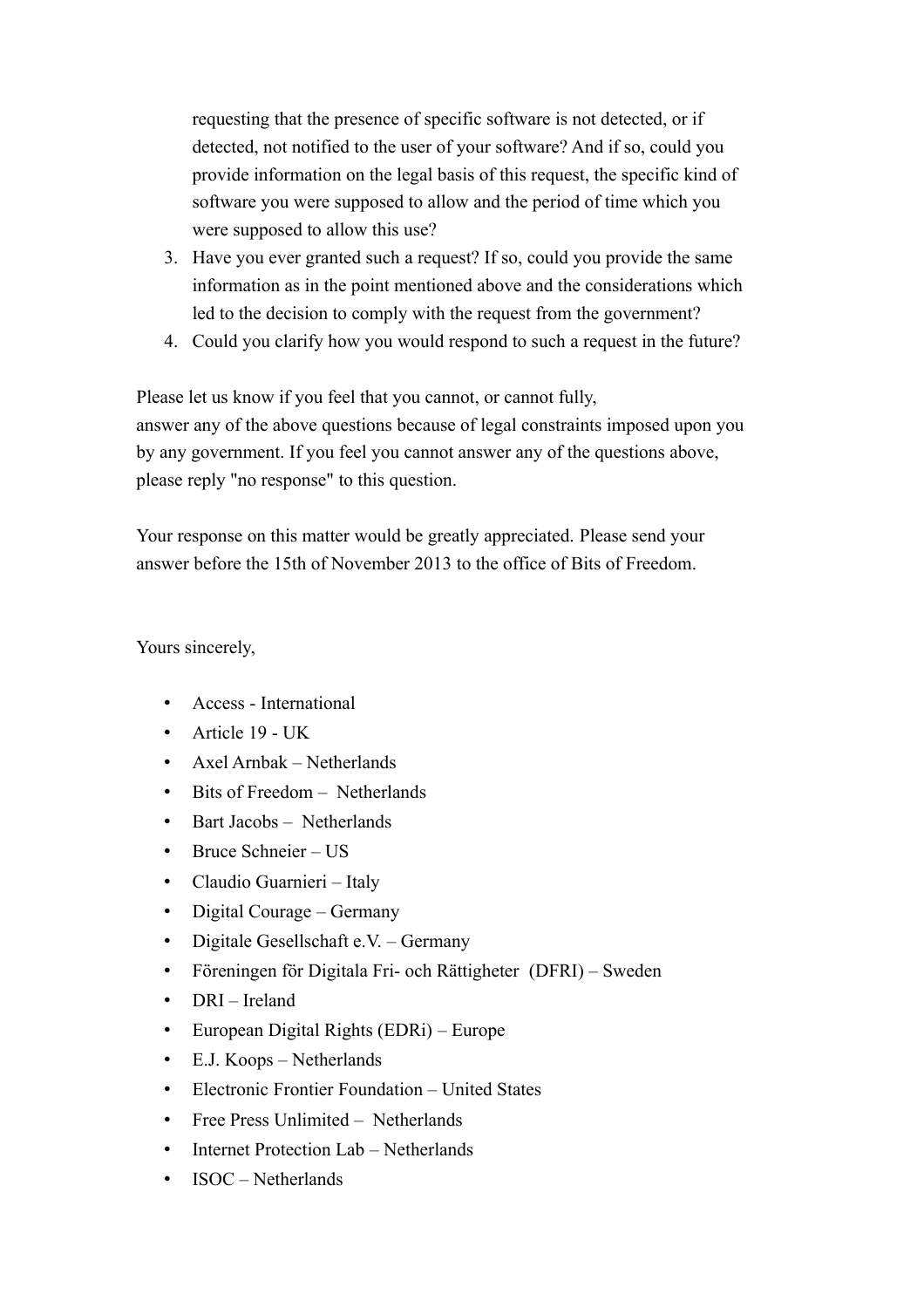requesting that the presence of specific software is not detected, or if detected, not notified to the user of your software? And if so, could you provide information on the legal basis of this request, the specific kind of software you were supposed to allow and the period of time which you were supposed to allow this use?

3. Have you ever granted such a request? If so, could you provide the same information as in the point mentioned above and the considerations which led to the decision to comply with the request from the government?
4. Could you clarify how you would respond to such a request in the future?

Please let us know if you feel that you cannot, or cannot fully, answer any of the above questions because of legal constraints imposed upon you by any government. If you feel you cannot answer any of the questions above, please reply "no response" to this question.

Your response on this matter would be greatly appreciated. Please send your answer before the 15th of November 2013 to the office of Bits of Freedom.

Yours sincerely,

- Access - International
- Article 19 - UK
- Axel Arnbak – Netherlands
- Bits of Freedom – Netherlands
- Bart Jacobs – Netherlands
- Bruce Schneier – US
- Claudio Guarnieri – Italy
- Digital Courage – Germany
- Digitale Gesellschaft e.V. – Germany
- Föreningen för Digitala Fri- och Rättigheter (DFRI) – Sweden
- DRI – Ireland
- European Digital Rights (EDRi) – Europe
- E.J. Koops – Netherlands
- Electronic Frontier Foundation – United States
- Free Press Unlimited – Netherlands
- Internet Protection Lab – Netherlands
- ISOC – Netherlands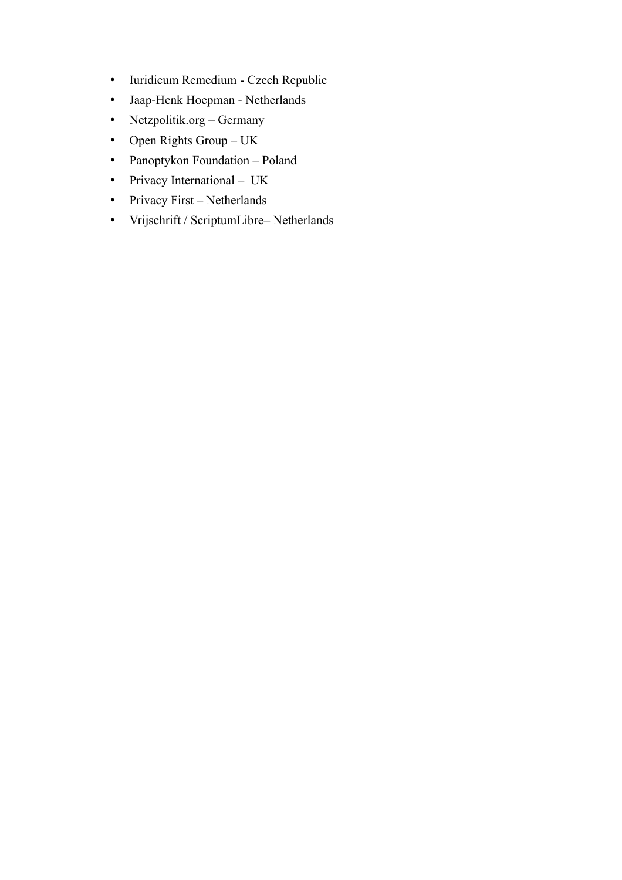- Iuridicum Remedium - Czech Republic
- Jaap-Henk Hoepman - Netherlands
- Netzpolitik.org – Germany
- Open Rights Group – UK
- Panoptykon Foundation – Poland
- Privacy International – UK
- Privacy First – Netherlands
- Vrijschrift / ScriptumLibre– Netherlands